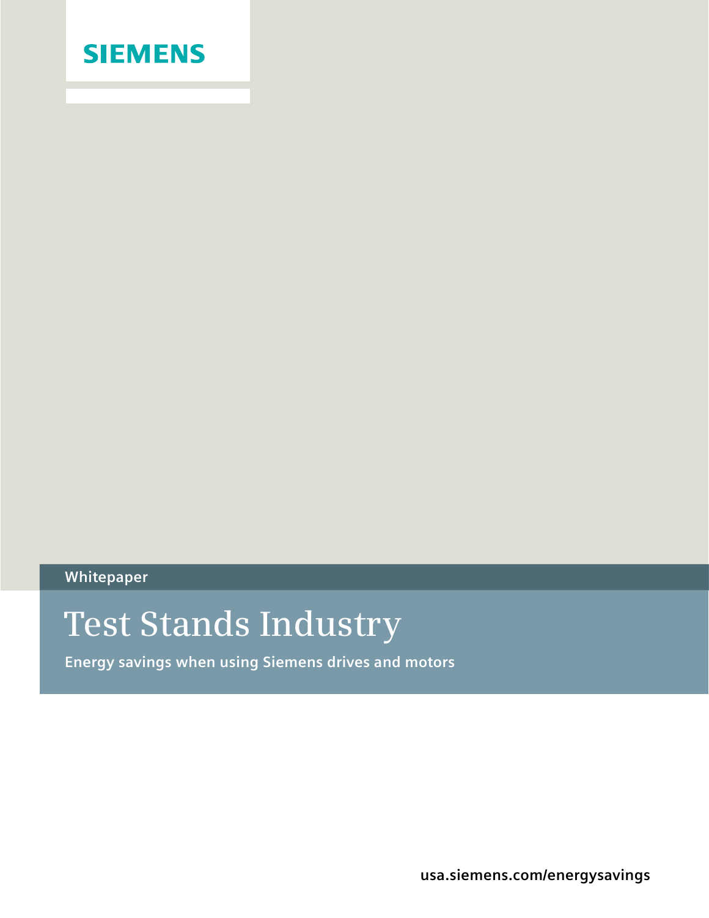SIEMENS

Whitepaper

# Test Stands Industry

**Energy savings when using Siemens drives and motors**

usa.siemens.com/energysavings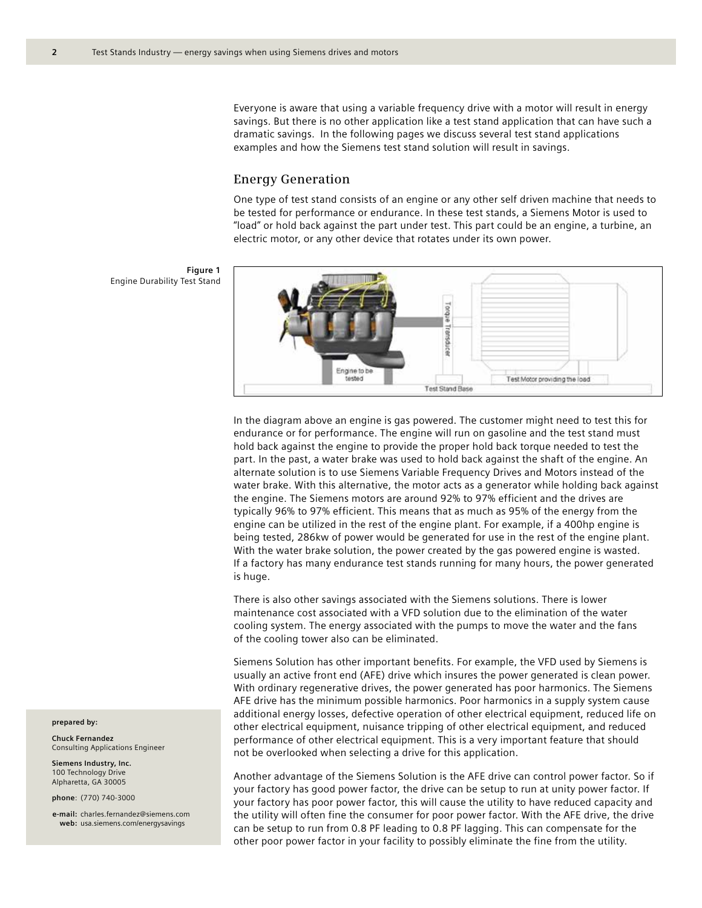Everyone is aware that using a variable frequency drive with a motor will result in energy savings. But there is no other application like a test stand application that can have such a dramatic savings. In the following pages we discuss several test stand applications examples and how the Siemens test stand solution will result in savings.

## Energy Generation

One type of test stand consists of an engine or any other self driven machine that needs to be tested for performance or endurance. In these test stands, a Siemens Motor is used to "load" or hold back against the part under test. This part could be an engine, a turbine, an electric motor, or any other device that rotates under its own power.

**Figure 1**
Engine Durability Test Stand

In the diagram above an engine is gas powered. The customer might need to test this for endurance or for performance. The engine will run on gasoline and the test stand must hold back against the engine to provide the proper hold back torque needed to test the part. In the past, a water brake was used to hold back against the shaft of the engine. An alternate solution is to use Siemens Variable Frequency Drives and Motors instead of the water brake. With this alternative, the motor acts as a generator while holding back against the engine. The Siemens motors are around 92% to 97% efficient and the drives are typically 96% to 97% efficient. This means that as much as 95% of the energy from the engine can be utilized in the rest of the engine plant. For example, if a 400hp engine is being tested, 286kw of power would be generated for use in the rest of the engine plant. With the water brake solution, the power created by the gas powered engine is wasted. If a factory has many endurance test stands running for many hours, the power generated is huge.

There is also other savings associated with the Siemens solutions. There is lower maintenance cost associated with a VFD solution due to the elimination of the water cooling system. The energy associated with the pumps to move the water and the fans of the cooling tower also can be eliminated.

Siemens Solution has other important benefits. For example, the VFD used by Siemens is usually an active front end (AFE) drive which insures the power generated is clean power. With ordinary regenerative drives, the power generated has poor harmonics. The Siemens AFE drive has the minimum possible harmonics. Poor harmonics in a supply system cause additional energy losses, defective operation of other electrical equipment, reduced life on other electrical equipment, nuisance tripping of other electrical equipment, and reduced performance of other electrical equipment. This is a very important feature that should not be overlooked when selecting a drive for this application.

Another advantage of the Siemens Solution is the AFE drive can control power factor. So if your factory has good power factor, the drive can be setup to run at unity power factor. If your factory has poor power factor, this will cause the utility to have reduced capacity and the utility will often fine the consumer for poor power factor. With the AFE drive, the drive can be setup to run from 0.8 PF leading to 0.8 PF lagging. This can compensate for the other poor power factor in your facility to possibly eliminate the fine from the utility.

**prepared by:**

**Chuck Fernandez**
Consulting Applications Engineer

**Siemens Industry, Inc.**
100 Technology Drive
Alpharetta, GA 30005

**phone**: (770) 740-3000

**e-mail:** charles.fernandez@siemens.com
**web:** usa.siemens.com/energysavings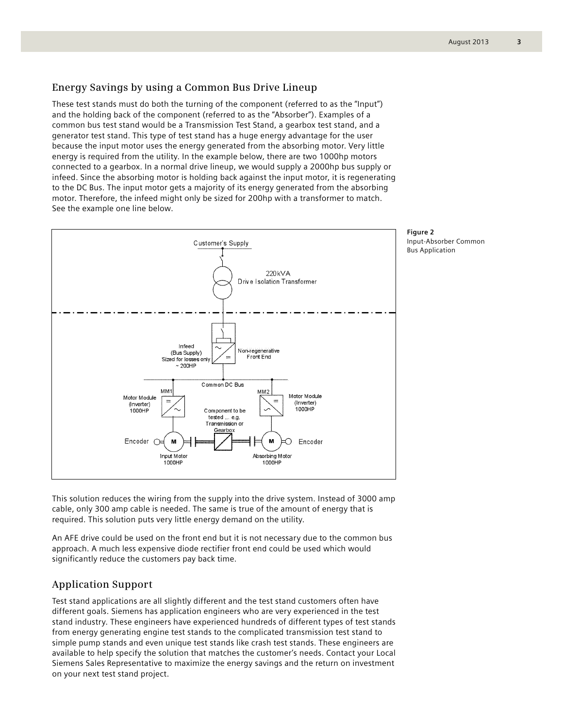## Energy Savings by using a Common Bus Drive Lineup

These test stands must do both the turning of the component (referred to as the "Input") and the holding back of the component (referred to as the "Absorber"). Examples of a common bus test stand would be a Transmission Test Stand, a gearbox test stand, and a generator test stand. This type of test stand has a huge energy advantage for the user because the input motor uses the energy generated from the absorbing motor. Very little energy is required from the utility. In the example below, there are two 1000hp motors connected to a gearbox. In a normal drive lineup, we would supply a 2000hp bus supply or infeed. Since the absorbing motor is holding back against the input motor, it is regenerating to the DC Bus. The input motor gets a majority of its energy generated from the absorbing motor. Therefore, the infeed might only be sized for 200hp with a transformer to match. See the example one line below.

Customer's Supply

220kVA
Drive Isolation Transformer

Infeed
(Bus Supply)
Sized for losses only
~ 200HP

Non-regenerative
Front End

Common DC Bus

MM1
Motor Module
(Inverter)
1000HP

MM2
Motor Module
(Inverter)
1000HP

Component to be tested ... e.g. Transmission or Gearbox

Encoder

Input Motor
1000HP

Absorbing Motor
1000HP

Encoder

**Figure 2**
Input-Absorber Common Bus Application

This solution reduces the wiring from the supply into the drive system. Instead of 3000 amp cable, only 300 amp cable is needed. The same is true of the amount of energy that is required. This solution puts very little energy demand on the utility.

An AFE drive could be used on the front end but it is not necessary due to the common bus approach. A much less expensive diode rectifier front end could be used which would significantly reduce the customers pay back time.

## Application Support

Test stand applications are all slightly different and the test stand customers often have different goals. Siemens has application engineers who are very experienced in the test stand industry. These engineers have experienced hundreds of different types of test stands from energy generating engine test stands to the complicated transmission test stand to simple pump stands and even unique test stands like crash test stands. These engineers are available to help specify the solution that matches the customer's needs. Contact your Local Siemens Sales Representative to maximize the energy savings and the return on investment on your next test stand project.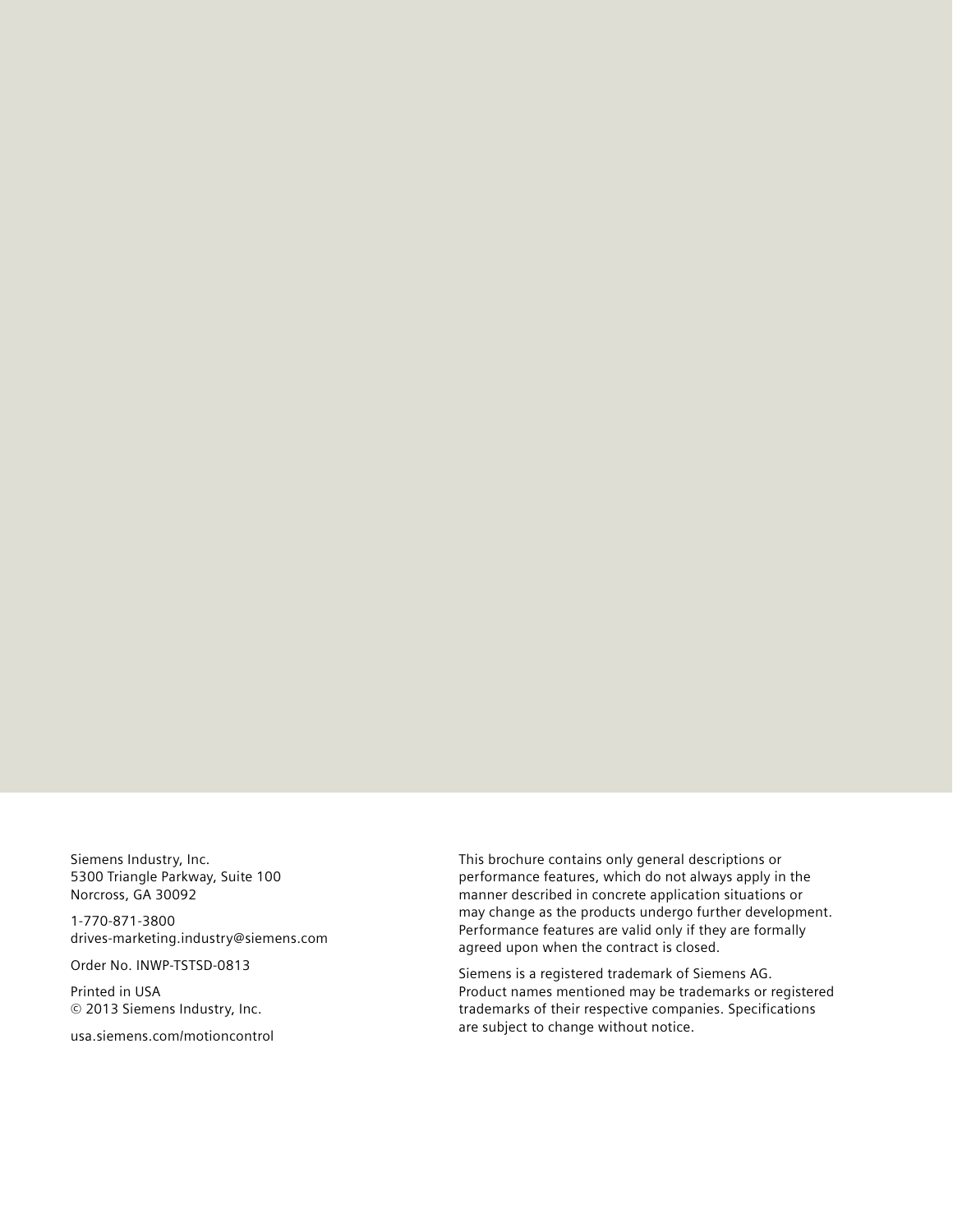Siemens Industry, Inc.
5300 Triangle Parkway, Suite 100
Norcross, GA 30092

1-770-871-3800
drives-marketing.industry@siemens.com

Order No. INWP-TSTSD-0813

Printed in USA
© 2013 Siemens Industry, Inc.

usa.siemens.com/motioncontrol

This brochure contains only general descriptions or performance features, which do not always apply in the manner described in concrete application situations or may change as the products undergo further development. Performance features are valid only if they are formally agreed upon when the contract is closed.

Siemens is a registered trademark of Siemens AG. Product names mentioned may be trademarks or registered trademarks of their respective companies. Specifications are subject to change without notice.